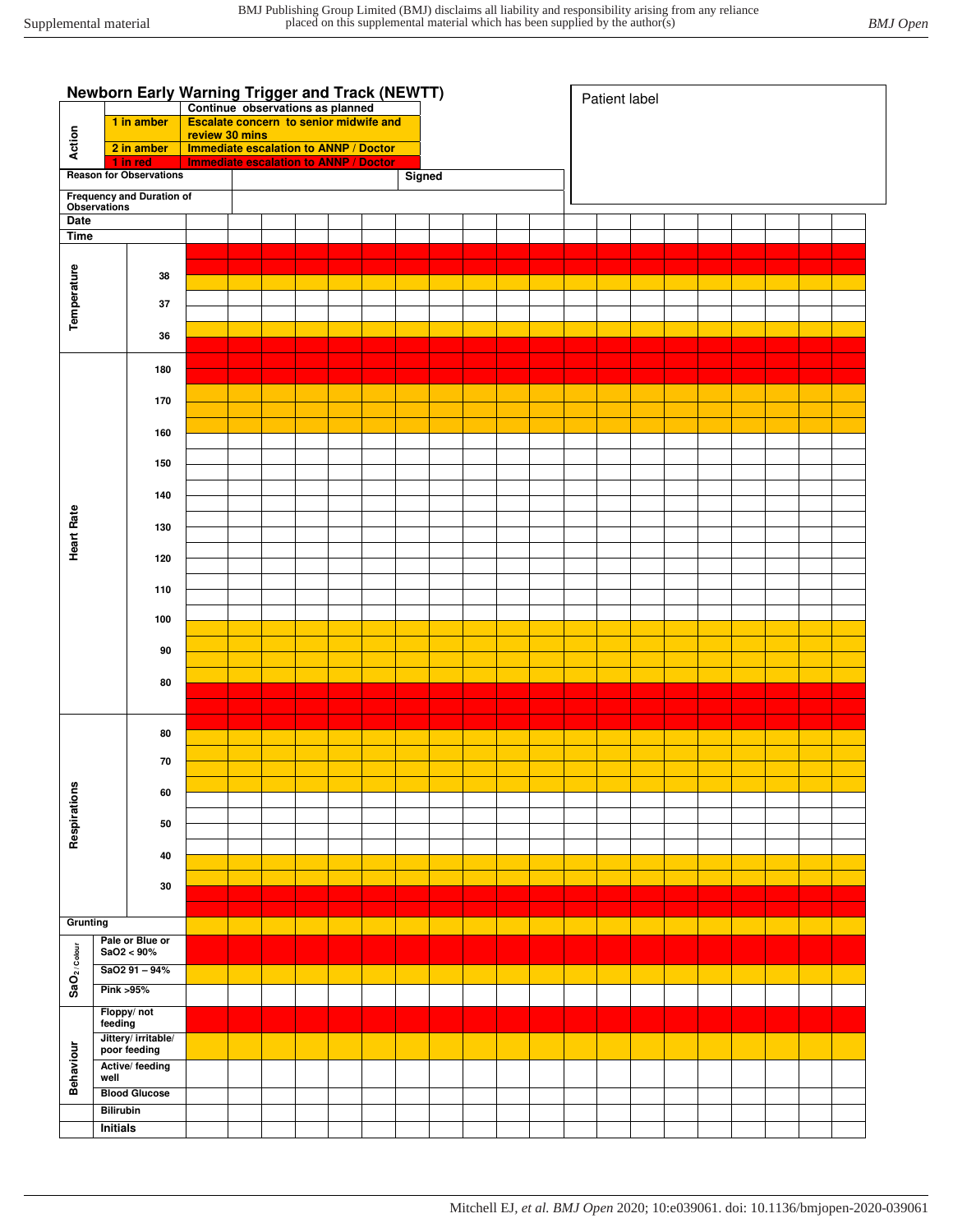# Newborn Early Warning Trigger and Track (NEWTT)

| Action | | |
|---|---|---|
| | | Continue observations as planned |
| | 1 in amber | Escalate concern to senior midwife and review 30 mins |
| | 2 in amber | Immediate escalation to ANNP / Doctor |
| | 1 in red | Immediate escalation to ANNP / Doctor |

Patient label

| Reason for Observations | | Signed | |
|---|---|---|---|
| Frequency and Duration of Observations | | | |

| | | | | | | | | | | | | | | | | | | | | | |
|---|---|---|---|---|---|---|---|---|---|---|---|---|---|---|---|---|---|---|---|---|---|
| Date | | | | | | | | | | | | | | | | | | | | | |
| Time | | | | | | | | | | | | | | | | | | | | | |
| Temperature | 38 | | | | | | | | | | | | | | | | | | | | |
| | 37 | | | | | | | | | | | | | | | | | | | | |
| | 36 | | | | | | | | | | | | | | | | | | | | |
| Heart Rate | 180 | | | | | | | | | | | | | | | | | | | | |
| | 170 | | | | | | | | | | | | | | | | | | | | |
| | 160 | | | | | | | | | | | | | | | | | | | | |
| | 150 | | | | | | | | | | | | | | | | | | | | |
| | 140 | | | | | | | | | | | | | | | | | | | | |
| | 130 | | | | | | | | | | | | | | | | | | | | |
| | 120 | | | | | | | | | | | | | | | | | | | | |
| | 110 | | | | | | | | | | | | | | | | | | | | |
| | 100 | | | | | | | | | | | | | | | | | | | | |
| | 90 | | | | | | | | | | | | | | | | | | | | |
| | 80 | | | | | | | | | | | | | | | | | | | | |
| Respirations | 80 | | | | | | | | | | | | | | | | | | | | |
| | 70 | | | | | | | | | | | | | | | | | | | | |
| | 60 | | | | | | | | | | | | | | | | | | | | |
| | 50 | | | | | | | | | | | | | | | | | | | | |
| | 40 | | | | | | | | | | | | | | | | | | | | |
| | 30 | | | | | | | | | | | | | | | | | | | | |
| Grunting | | | | | | | | | | | | | | | | | | | | | |
| $SaO_2$ / Colour | Pale or Blue or $SaO_2 < 90\%$ | | | | | | | | | | | | | | | | | | | | |
| | $SaO_2$ 91 – 94% | | | | | | | | | | | | | | | | | | | | |
| | Pink >95% | | | | | | | | | | | | | | | | | | | | |
| Behaviour | Floppy/ not feeding | | | | | | | | | | | | | | | | | | | | |
| | Jittery/ irritable/ poor feeding | | | | | | | | | | | | | | | | | | | | |
| | Active/ feeding well | | | | | | | | | | | | | | | | | | | | |
| | Blood Glucose | | | | | | | | | | | | | | | | | | | | |
| | Bilirubin | | | | | | | | | | | | | | | | | | | | |
| | Initials | | | | | | | | | | | | | | | | | | | | |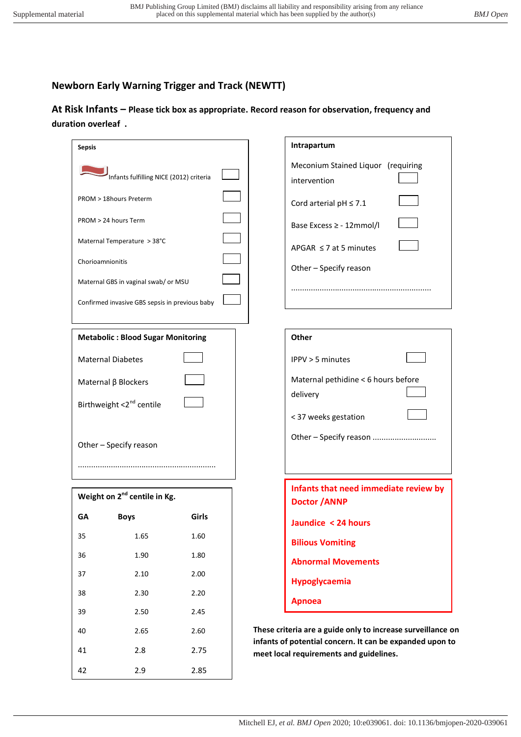## Newborn Early Warning Trigger and Track (NEWTT)

**At Risk Infants – Please tick box as appropriate. Record reason for observation, frequency and duration overleaf .**

**Sepsis**

- Infants fulfilling NICE (2012) criteria ☐
- PROM > 18hours Preterm ☐
- PROM > 24 hours Term ☐
- Maternal Temperature > 38°C ☐
- Chorioamnionitis ☐
- Maternal GBS in vaginal swab/ or MSU ☐
- Confirmed invasive GBS sepsis in previous baby ☐

**Intrapartum**

- Meconium Stained Liquor (requiring intervention ☐
- Cord arterial pH ≤ 7.1 ☐
- Base Excess ≥ - 12mmol/l ☐
- APGAR ≤ 7 at 5 minutes ☐
- Other – Specify reason

..............................................................

**Metabolic : Blood Sugar Monitoring**

- Maternal Diabetes ☐
- Maternal β Blockers ☐
- Birthweight <2nd centile ☐

Other – Specify reason

..............................................................

**Other**

- IPPV > 5 minutes ☐
- Maternal pethidine < 6 hours before delivery ☐
- < 37 weeks gestation ☐
- Other – Specify reason .............................

**Weight on 2nd centile in Kg.**

| GA | Boys | Girls |
|---|---|---|
| 35 | 1.65 | 1.60 |
| 36 | 1.90 | 1.80 |
| 37 | 2.10 | 2.00 |
| 38 | 2.30 | 2.20 |
| 39 | 2.50 | 2.45 |
| 40 | 2.65 | 2.60 |
| 41 | 2.8 | 2.75 |
| 42 | 2.9 | 2.85 |

**Infants that need immediate review by Doctor /ANNP**

**Jaundice < 24 hours**

**Bilious Vomiting**

**Abnormal Movements**

**Hypoglycaemia**

**Apnoea**

**These criteria are a guide only to increase surveillance on infants of potential concern. It can be expanded upon to meet local requirements and guidelines.**